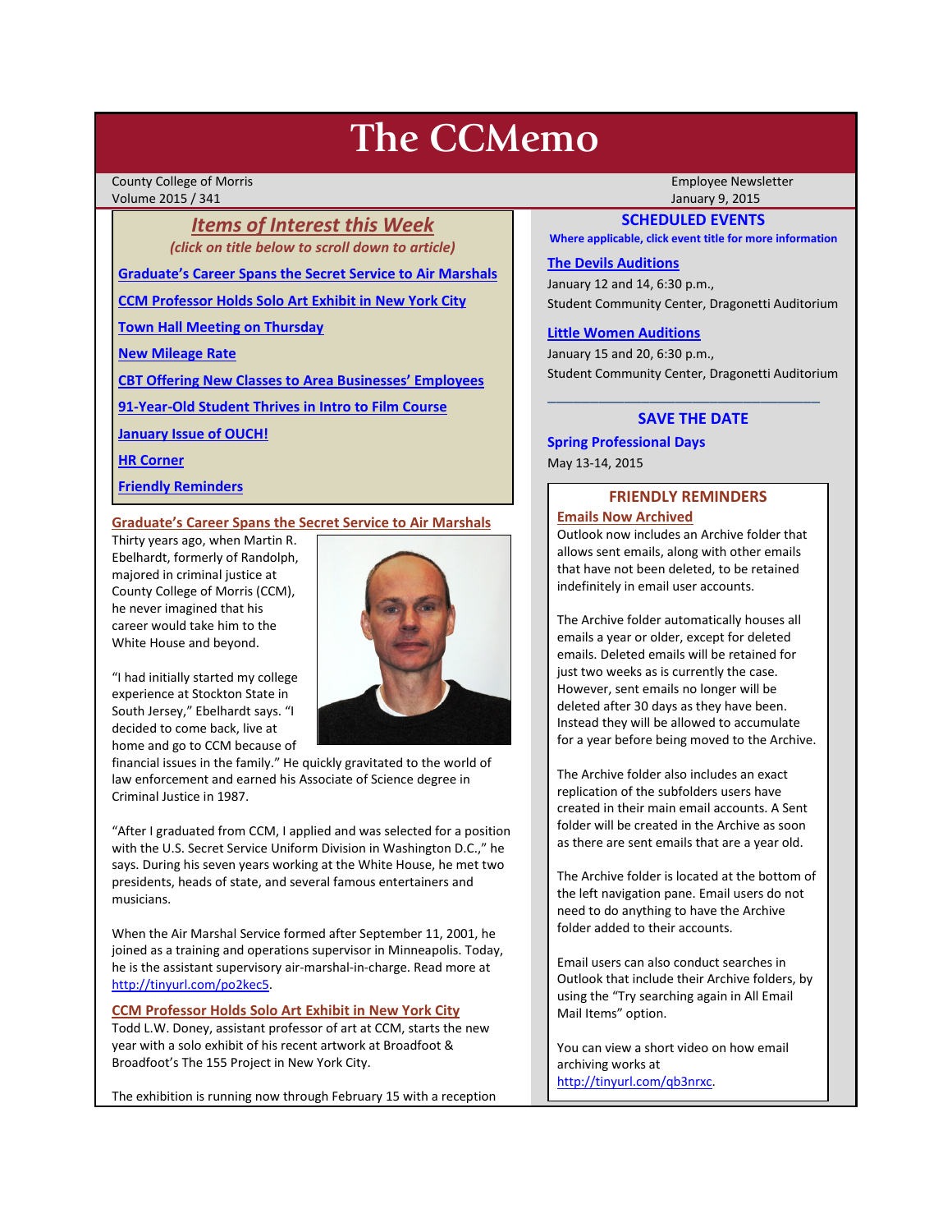# The CCMemo

County College of Morris
Volume 2015 / 341

Employee Newsletter
January 9, 2015

## *Items of Interest this Week*

*(click on title below to scroll down to article)*

- Graduate's Career Spans the Secret Service to Air Marshals
- CCM Professor Holds Solo Art Exhibit in New York City
- Town Hall Meeting on Thursday
- New Mileage Rate
- CBT Offering New Classes to Area Businesses' Employees
- 91-Year-Old Student Thrives in Intro to Film Course
- January Issue of OUCH!
- HR Corner
- Friendly Reminders

### Graduate's Career Spans the Secret Service to Air Marshals

Thirty years ago, when Martin R. Ebelhardt, formerly of Randolph, majored in criminal justice at County College of Morris (CCM), he never imagined that his career would take him to the White House and beyond.

"I had initially started my college experience at Stockton State in South Jersey," Ebelhardt says. "I decided to come back, live at home and go to CCM because of financial issues in the family." He quickly gravitated to the world of law enforcement and earned his Associate of Science degree in Criminal Justice in 1987.

"After I graduated from CCM, I applied and was selected for a position with the U.S. Secret Service Uniform Division in Washington D.C.," he says. During his seven years working at the White House, he met two presidents, heads of state, and several famous entertainers and musicians.

When the Air Marshal Service formed after September 11, 2001, he joined as a training and operations supervisor in Minneapolis. Today, he is the assistant supervisory air-marshal-in-charge. Read more at http://tinyurl.com/po2kec5.

### CCM Professor Holds Solo Art Exhibit in New York City

Todd L.W. Doney, assistant professor of art at CCM, starts the new year with a solo exhibit of his recent artwork at Broadfoot & Broadfoot's The 155 Project in New York City.

The exhibition is running now through February 15 with a reception

## SCHEDULED EVENTS

**Where applicable, click event title for more information**

**The Devils Auditions**
January 12 and 14, 6:30 p.m.,
Student Community Center, Dragonetti Auditorium

**Little Women Auditions**
January 15 and 20, 6:30 p.m.,
Student Community Center, Dragonetti Auditorium

## SAVE THE DATE

**Spring Professional Days**
May 13-14, 2015

## FRIENDLY REMINDERS

### Emails Now Archived

Outlook now includes an Archive folder that allows sent emails, along with other emails that have not been deleted, to be retained indefinitely in email user accounts.

The Archive folder automatically houses all emails a year or older, except for deleted emails. Deleted emails will be retained for just two weeks as is currently the case. However, sent emails no longer will be deleted after 30 days as they have been. Instead they will be allowed to accumulate for a year before being moved to the Archive.

The Archive folder also includes an exact replication of the subfolders users have created in their main email accounts. A Sent folder will be created in the Archive as soon as there are sent emails that are a year old.

The Archive folder is located at the bottom of the left navigation pane. Email users do not need to do anything to have the Archive folder added to their accounts.

Email users can also conduct searches in Outlook that include their Archive folders, by using the "Try searching again in All Email Mail Items" option.

You can view a short video on how email archiving works at http://tinyurl.com/qb3nrxc.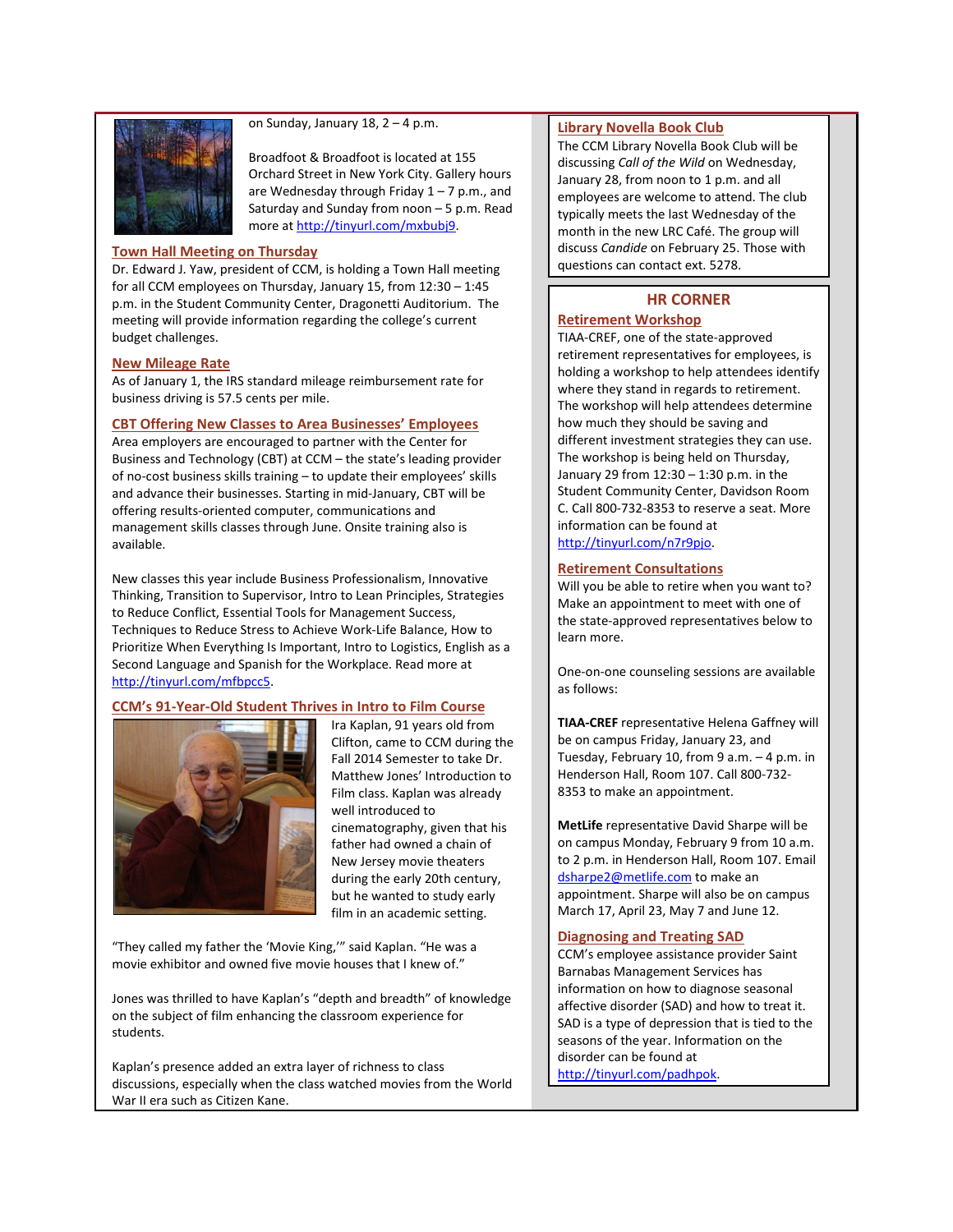on Sunday, January 18, 2 – 4 p.m.

Broadfoot & Broadfoot is located at 155 Orchard Street in New York City. Gallery hours are Wednesday through Friday 1 – 7 p.m., and Saturday and Sunday from noon – 5 p.m. Read more at http://tinyurl.com/mxbubj9.

## Town Hall Meeting on Thursday

Dr. Edward J. Yaw, president of CCM, is holding a Town Hall meeting for all CCM employees on Thursday, January 15, from 12:30 – 1:45 p.m. in the Student Community Center, Dragonetti Auditorium. The meeting will provide information regarding the college's current budget challenges.

## New Mileage Rate

As of January 1, the IRS standard mileage reimbursement rate for business driving is 57.5 cents per mile.

## CBT Offering New Classes to Area Businesses' Employees

Area employers are encouraged to partner with the Center for Business and Technology (CBT) at CCM – the state's leading provider of no-cost business skills training – to update their employees' skills and advance their businesses. Starting in mid-January, CBT will be offering results-oriented computer, communications and management skills classes through June. Onsite training also is available.

New classes this year include Business Professionalism, Innovative Thinking, Transition to Supervisor, Intro to Lean Principles, Strategies to Reduce Conflict, Essential Tools for Management Success, Techniques to Reduce Stress to Achieve Work-Life Balance, How to Prioritize When Everything Is Important, Intro to Logistics, English as a Second Language and Spanish for the Workplace. Read more at http://tinyurl.com/mfbpcc5.

## CCM's 91-Year-Old Student Thrives in Intro to Film Course

Ira Kaplan, 91 years old from Clifton, came to CCM during the Fall 2014 Semester to take Dr. Matthew Jones' Introduction to Film class. Kaplan was already well introduced to cinematography, given that his father had owned a chain of New Jersey movie theaters during the early 20th century, but he wanted to study early film in an academic setting.

"They called my father the 'Movie King,'" said Kaplan. "He was a movie exhibitor and owned five movie houses that I knew of."

Jones was thrilled to have Kaplan's "depth and breadth" of knowledge on the subject of film enhancing the classroom experience for students.

Kaplan's presence added an extra layer of richness to class discussions, especially when the class watched movies from the World War II era such as Citizen Kane.

## Library Novella Book Club

The CCM Library Novella Book Club will be discussing *Call of the Wild* on Wednesday, January 28, from noon to 1 p.m. and all employees are welcome to attend. The club typically meets the last Wednesday of the month in the new LRC Café. The group will discuss *Candide* on February 25. Those with questions can contact ext. 5278.

# HR CORNER

## Retirement Workshop

TIAA-CREF, one of the state-approved retirement representatives for employees, is holding a workshop to help attendees identify where they stand in regards to retirement. The workshop will help attendees determine how much they should be saving and different investment strategies they can use. The workshop is being held on Thursday, January 29 from 12:30 – 1:30 p.m. in the Student Community Center, Davidson Room C. Call 800-732-8353 to reserve a seat. More information can be found at http://tinyurl.com/n7r9pjo.

## Retirement Consultations

Will you be able to retire when you want to? Make an appointment to meet with one of the state-approved representatives below to learn more.

One-on-one counseling sessions are available as follows:

**TIAA-CREF** representative Helena Gaffney will be on campus Friday, January 23, and Tuesday, February 10, from 9 a.m. – 4 p.m. in Henderson Hall, Room 107. Call 800-732-8353 to make an appointment.

**MetLife** representative David Sharpe will be on campus Monday, February 9 from 10 a.m. to 2 p.m. in Henderson Hall, Room 107. Email dsharpe2@metlife.com to make an appointment. Sharpe will also be on campus March 17, April 23, May 7 and June 12.

## Diagnosing and Treating SAD

CCM's employee assistance provider Saint Barnabas Management Services has information on how to diagnose seasonal affective disorder (SAD) and how to treat it. SAD is a type of depression that is tied to the seasons of the year. Information on the disorder can be found at http://tinyurl.com/padhpok.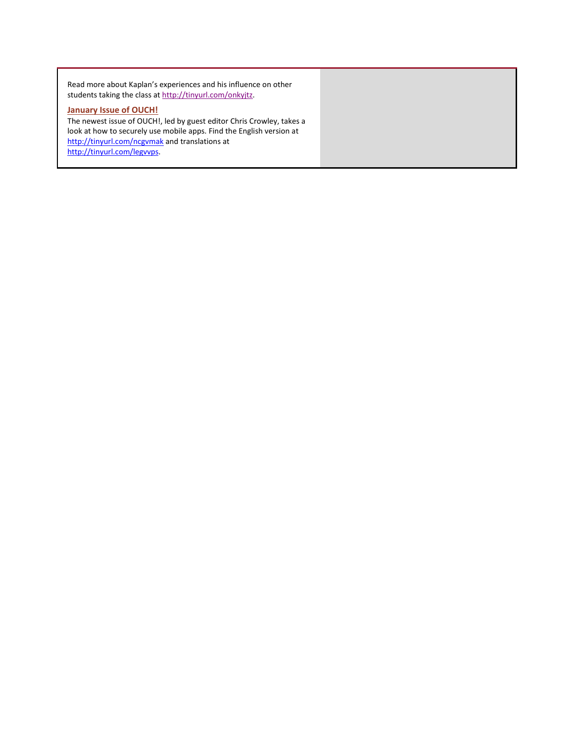Read more about Kaplan's experiences and his influence on other students taking the class at http://tinyurl.com/onkyjtz.

### January Issue of OUCH!

The newest issue of OUCH!, led by guest editor Chris Crowley, takes a look at how to securely use mobile apps. Find the English version at http://tinyurl.com/ncgvmak and translations at http://tinyurl.com/legvvps.